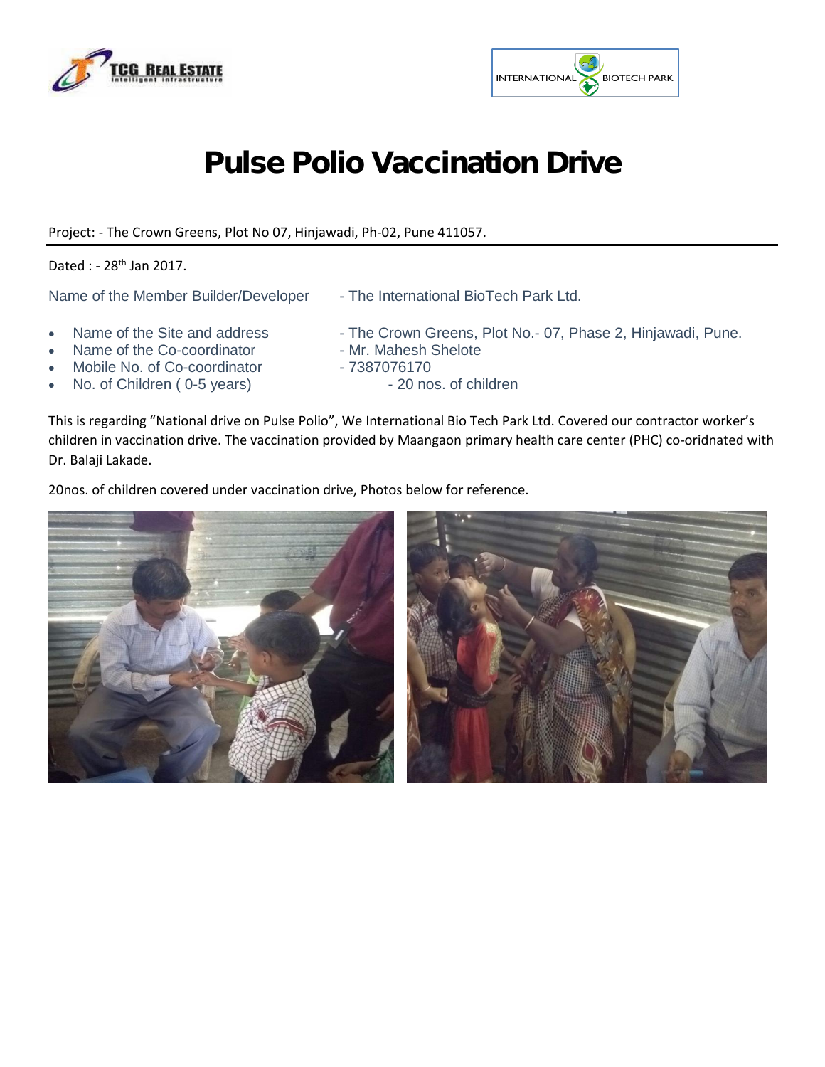# Pulse Polio Vaccination Drive

Project: - The Crown Greens, Plot No 07, Hinjawadi, Ph-02, Pune 411057.

Dated : - 28th Jan 2017.

Name of the Member Builder/Developer - The International BioTech Park Ltd.

- Name of the Site and address - The Crown Greens, Plot No.- 07, Phase 2, Hinjawadi, Pune.
- Name of the Co-coordinator - Mr. Mahesh Shelote
- Mobile No. of Co-coordinator - 7387076170
- No. of Children ( 0-5 years) - 20 nos. of children

This is regarding "National drive on Pulse Polio", We International Bio Tech Park Ltd. Covered our contractor worker's children in vaccination drive. The vaccination provided by Maangaon primary health care center (PHC) co-oridnated with Dr. Balaji Lakade.

20nos. of children covered under vaccination drive, Photos below for reference.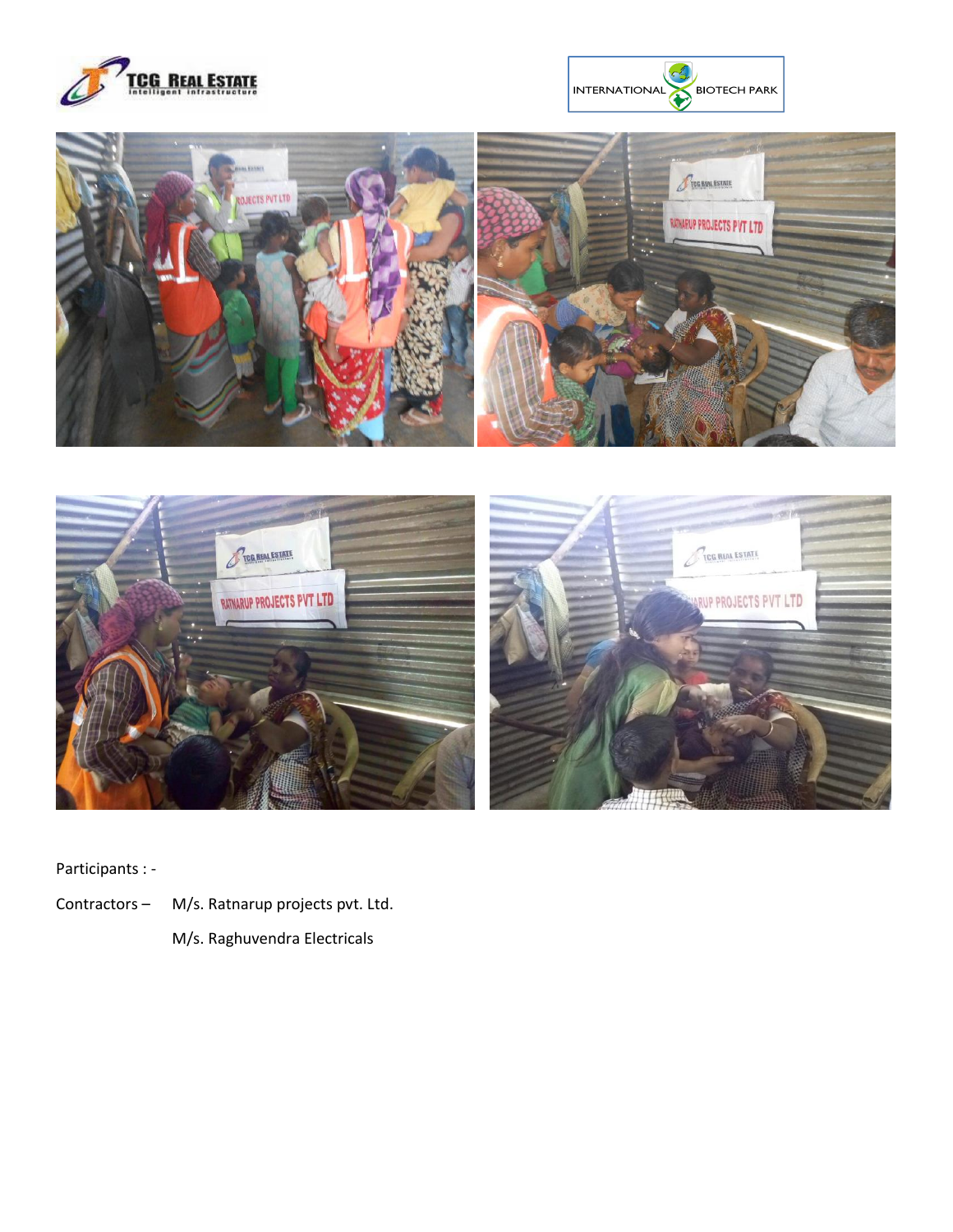Participants : -

Contractors – M/s. Ratnarup projects pvt. Ltd.

M/s. Raghuvendra Electricals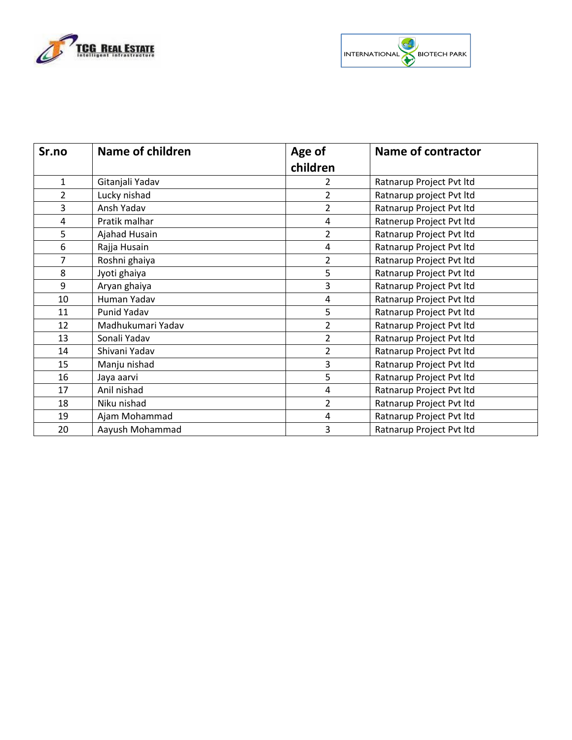| Sr.no | Name of children | Age of children | Name of contractor |
|---|---|---|---|
| 1 | Gitanjali Yadav | 2 | Ratnarup Project Pvt ltd |
| 2 | Lucky nishad | 2 | Ratnarup project Pvt ltd |
| 3 | Ansh Yadav | 2 | Ratnarup Project Pvt ltd |
| 4 | Pratik malhar | 4 | Ratnerup Project Pvt ltd |
| 5 | Ajahad Husain | 2 | Ratnarup Project Pvt ltd |
| 6 | Rajja Husain | 4 | Ratnarup Project Pvt ltd |
| 7 | Roshni ghaiya | 2 | Ratnarup Project Pvt ltd |
| 8 | Jyoti ghaiya | 5 | Ratnarup Project Pvt ltd |
| 9 | Aryan ghaiya | 3 | Ratnarup Project Pvt ltd |
| 10 | Human Yadav | 4 | Ratnarup Project Pvt ltd |
| 11 | Punid Yadav | 5 | Ratnarup Project Pvt ltd |
| 12 | Madhukumari Yadav | 2 | Ratnarup Project Pvt ltd |
| 13 | Sonali Yadav | 2 | Ratnarup Project Pvt ltd |
| 14 | Shivani Yadav | 2 | Ratnarup Project Pvt ltd |
| 15 | Manju nishad | 3 | Ratnarup Project Pvt ltd |
| 16 | Jaya aarvi | 5 | Ratnarup Project Pvt ltd |
| 17 | Anil nishad | 4 | Ratnarup Project Pvt ltd |
| 18 | Niku nishad | 2 | Ratnarup Project Pvt ltd |
| 19 | Ajam Mohammad | 4 | Ratnarup Project Pvt ltd |
| 20 | Aayush Mohammad | 3 | Ratnarup Project Pvt ltd |